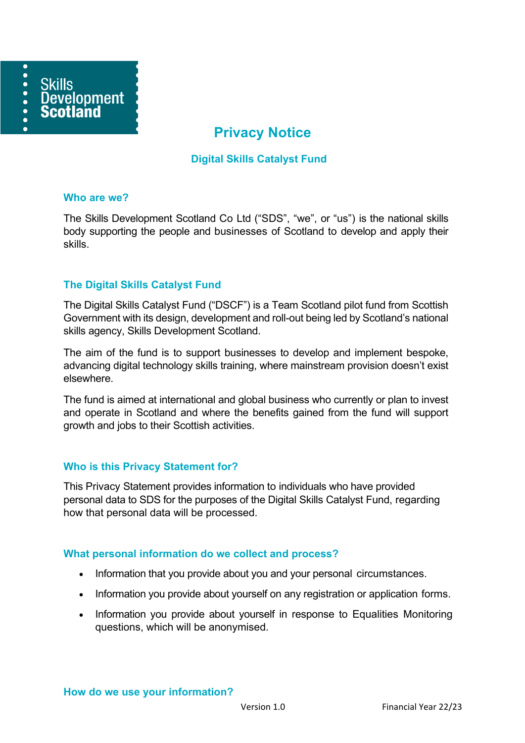# Privacy Notice

## Digital Skills Catalyst Fund

### Who are we?

The Skills Development Scotland Co Ltd ("SDS", "we", or "us") is the national skills body supporting the people and businesses of Scotland to develop and apply their skills.

### The Digital Skills Catalyst Fund

The Digital Skills Catalyst Fund ("DSCF") is a Team Scotland pilot fund from Scottish Government with its design, development and roll-out being led by Scotland's national skills agency, Skills Development Scotland.

The aim of the fund is to support businesses to develop and implement bespoke, advancing digital technology skills training, where mainstream provision doesn't exist elsewhere.

The fund is aimed at international and global business who currently or plan to invest and operate in Scotland and where the benefits gained from the fund will support growth and jobs to their Scottish activities.

### Who is this Privacy Statement for?

This Privacy Statement provides information to individuals who have provided personal data to SDS for the purposes of the Digital Skills Catalyst Fund, regarding how that personal data will be processed.

### What personal information do we collect and process?

- Information that you provide about you and your personal circumstances.
- Information you provide about yourself on any registration or application forms.
- Information you provide about yourself in response to Equalities Monitoring questions, which will be anonymised.

### How do we use your information?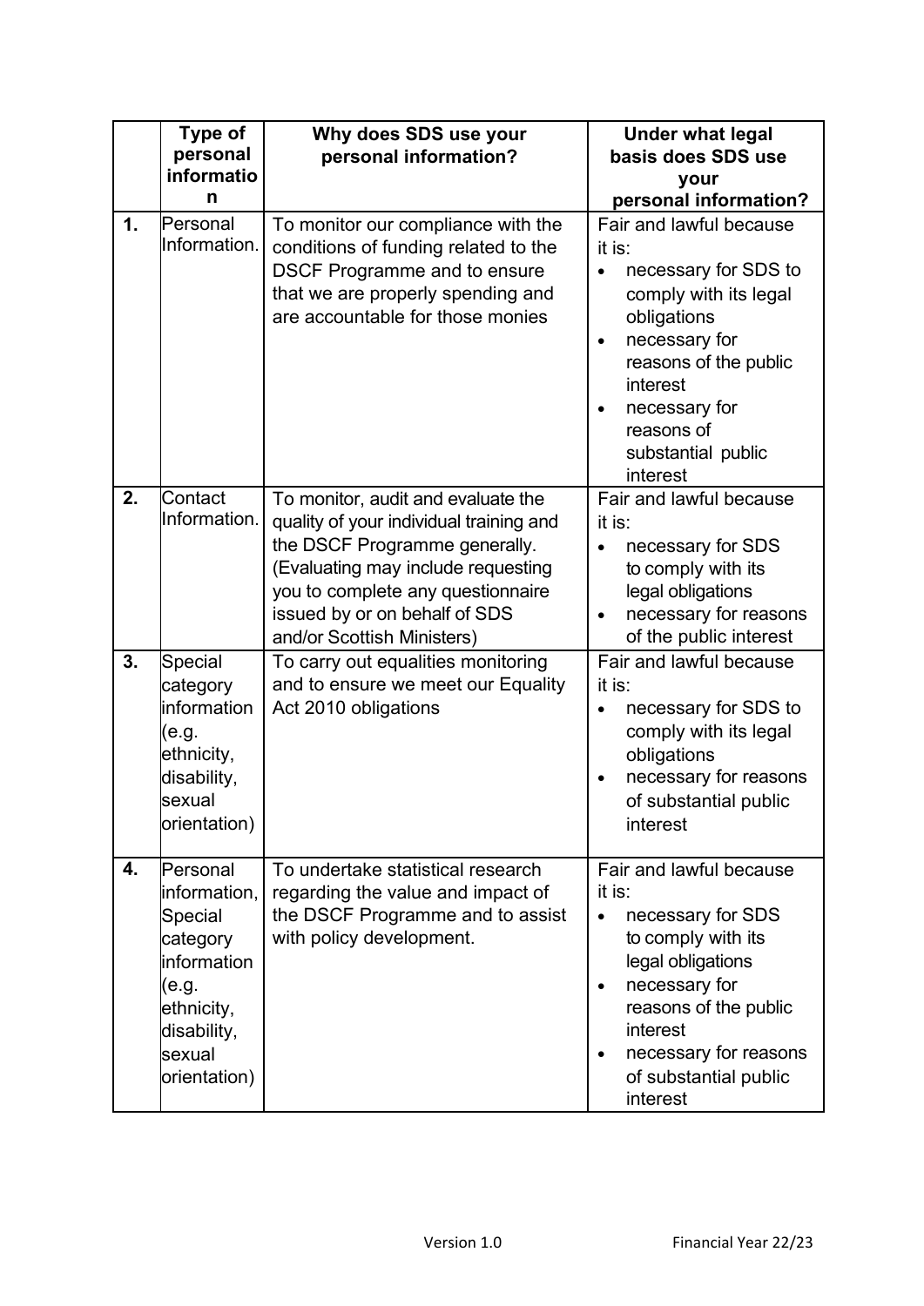|  | Type of personal information | Why does SDS use your personal information? | Under what legal basis does SDS use your personal information? |
|---|---|---|---|
| 1. | Personal Information. | To monitor our compliance with the conditions of funding related to the DSCF Programme and to ensure that we are properly spending and are accountable for those monies | Fair and lawful because it is:<br>• necessary for SDS to comply with its legal obligations<br>• necessary for reasons of the public interest<br>• necessary for reasons of substantial public interest |
| 2. | Contact Information. | To monitor, audit and evaluate the quality of your individual training and the DSCF Programme generally. (Evaluating may include requesting you to complete any questionnaire issued by or on behalf of SDS and/or Scottish Ministers) | Fair and lawful because it is:<br>• necessary for SDS to comply with its legal obligations<br>• necessary for reasons of the public interest |
| 3. | Special category information (e.g. ethnicity, disability, sexual orientation) | To carry out equalities monitoring and to ensure we meet our Equality Act 2010 obligations | Fair and lawful because it is:<br>• necessary for SDS to comply with its legal obligations<br>• necessary for reasons of substantial public interest |
| 4. | Personal information, Special category information (e.g. ethnicity, disability, sexual orientation) | To undertake statistical research regarding the value and impact of the DSCF Programme and to assist with policy development. | Fair and lawful because it is:<br>• necessary for SDS to comply with its legal obligations<br>• necessary for reasons of the public interest<br>• necessary for reasons of substantial public interest |

Version 1.0 Financial Year 22/23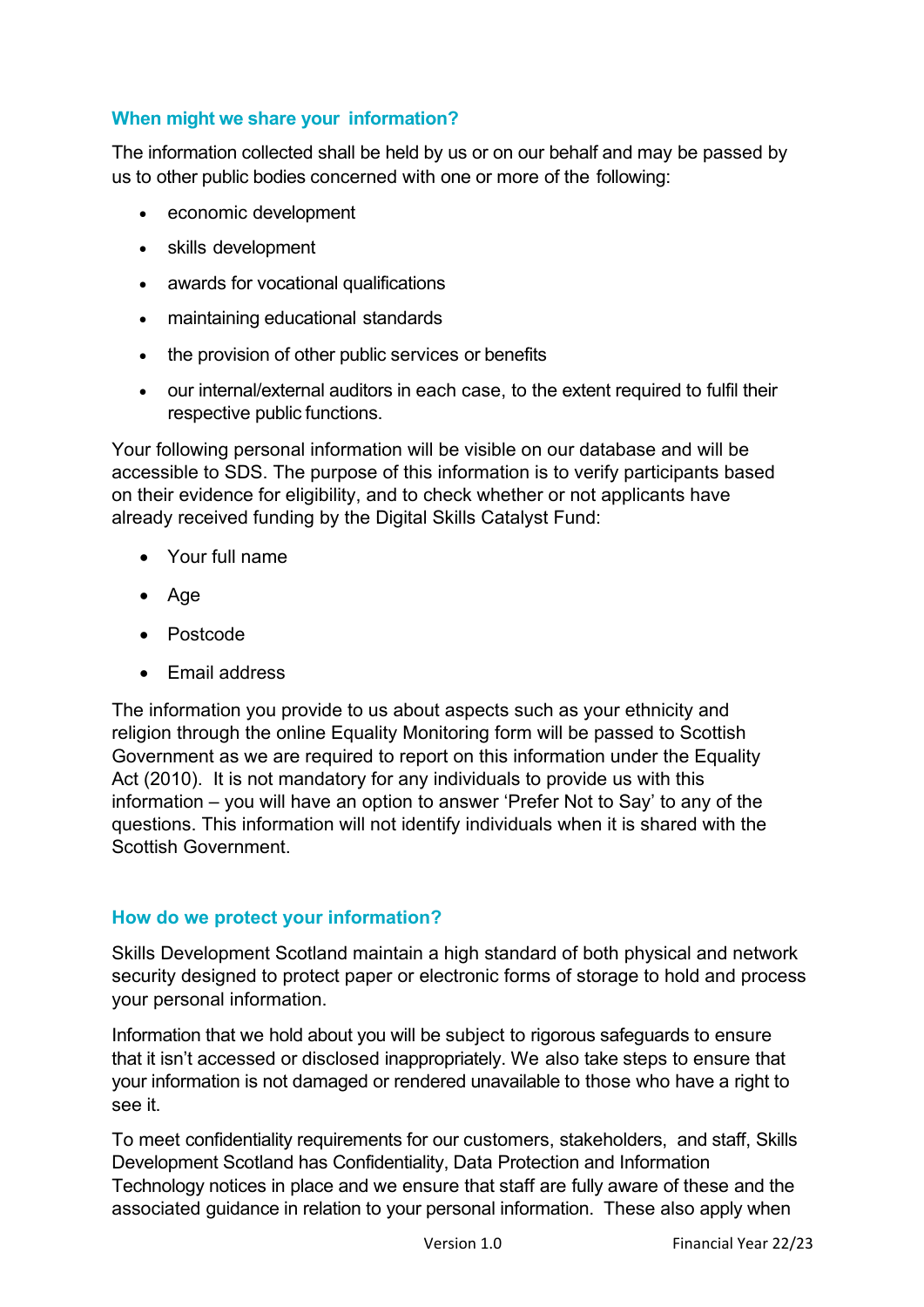## When might we share your information?

The information collected shall be held by us or on our behalf and may be passed by us to other public bodies concerned with one or more of the following:

- economic development
- skills development
- awards for vocational qualifications
- maintaining educational standards
- the provision of other public services or benefits
- our internal/external auditors in each case, to the extent required to fulfil their respective public functions.

Your following personal information will be visible on our database and will be accessible to SDS. The purpose of this information is to verify participants based on their evidence for eligibility, and to check whether or not applicants have already received funding by the Digital Skills Catalyst Fund:

- Your full name
- Age
- Postcode
- Email address

The information you provide to us about aspects such as your ethnicity and religion through the online Equality Monitoring form will be passed to Scottish Government as we are required to report on this information under the Equality Act (2010). It is not mandatory for any individuals to provide us with this information – you will have an option to answer 'Prefer Not to Say' to any of the questions. This information will not identify individuals when it is shared with the Scottish Government.

## How do we protect your information?

Skills Development Scotland maintain a high standard of both physical and network security designed to protect paper or electronic forms of storage to hold and process your personal information.

Information that we hold about you will be subject to rigorous safeguards to ensure that it isn't accessed or disclosed inappropriately. We also take steps to ensure that your information is not damaged or rendered unavailable to those who have a right to see it.

To meet confidentiality requirements for our customers, stakeholders, and staff, Skills Development Scotland has Confidentiality, Data Protection and Information Technology notices in place and we ensure that staff are fully aware of these and the associated guidance in relation to your personal information. These also apply when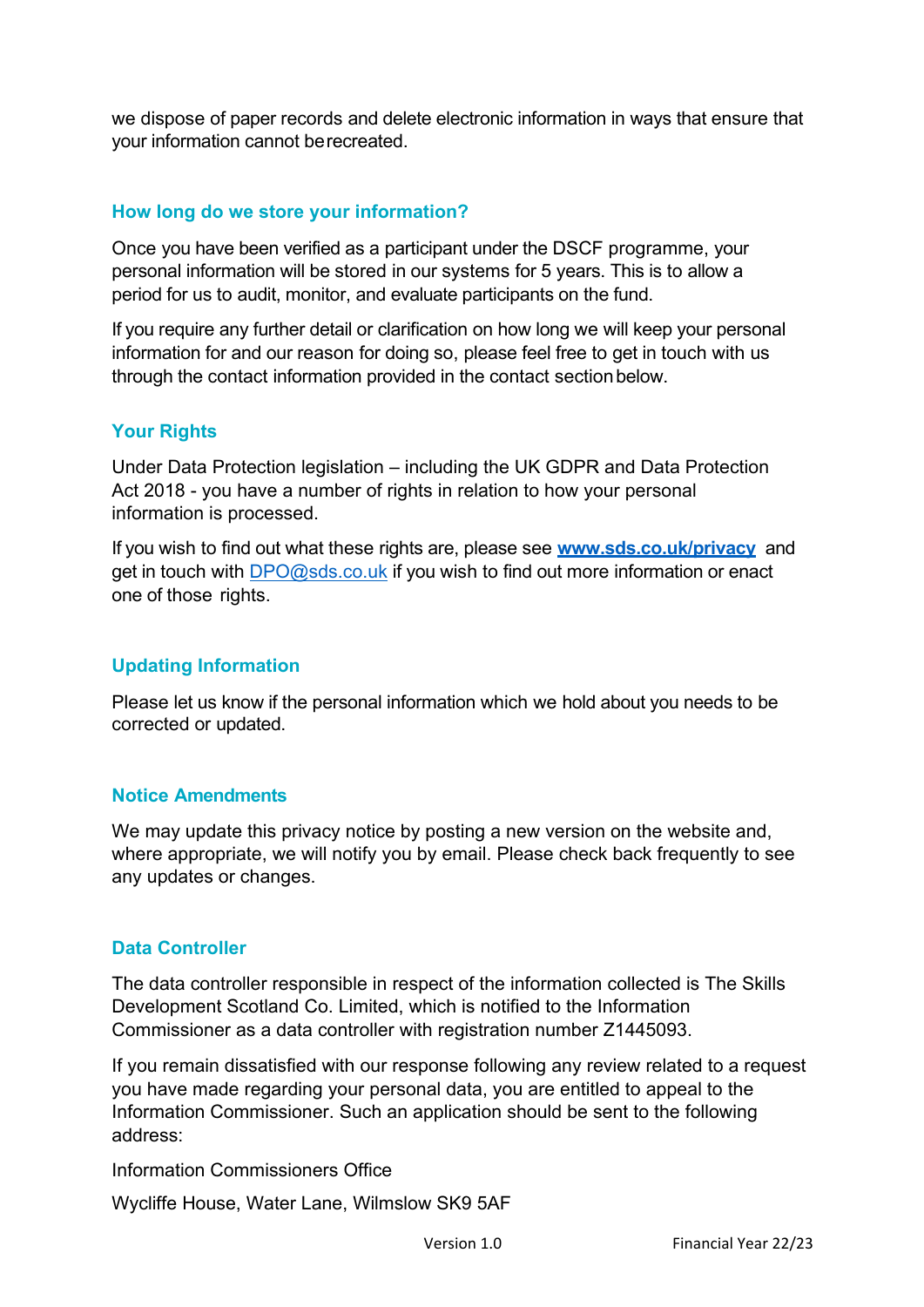we dispose of paper records and delete electronic information in ways that ensure that your information cannot be recreated.

## How long do we store your information?

Once you have been verified as a participant under the DSCF programme, your personal information will be stored in our systems for 5 years. This is to allow a period for us to audit, monitor, and evaluate participants on the fund.

If you require any further detail or clarification on how long we will keep your personal information for and our reason for doing so, please feel free to get in touch with us through the contact information provided in the contact section below.

## Your Rights

Under Data Protection legislation – including the UK GDPR and Data Protection Act 2018 - you have a number of rights in relation to how your personal information is processed.

If you wish to find out what these rights are, please see **www.sds.co.uk/privacy** and get in touch with DPO@sds.co.uk if you wish to find out more information or enact one of those rights.

## Updating Information

Please let us know if the personal information which we hold about you needs to be corrected or updated.

## Notice Amendments

We may update this privacy notice by posting a new version on the website and, where appropriate, we will notify you by email. Please check back frequently to see any updates or changes.

## Data Controller

The data controller responsible in respect of the information collected is The Skills Development Scotland Co. Limited, which is notified to the Information Commissioner as a data controller with registration number Z1445093.

If you remain dissatisfied with our response following any review related to a request you have made regarding your personal data, you are entitled to appeal to the Information Commissioner. Such an application should be sent to the following address:

Information Commissioners Office

Wycliffe House, Water Lane, Wilmslow SK9 5AF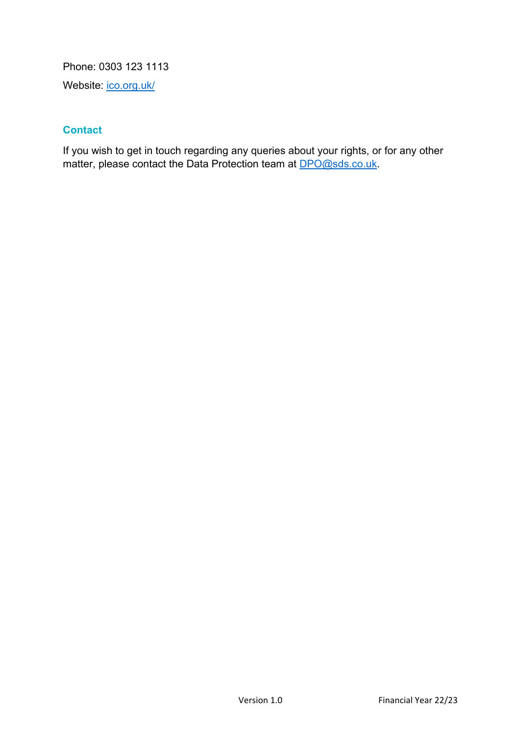Phone: 0303 123 1113

Website: [ico.org.uk/](ico.org.uk/)

## Contact

If you wish to get in touch regarding any queries about your rights, or for any other matter, please contact the Data Protection team at [DPO@sds.co.uk](mailto:DPO@sds.co.uk).